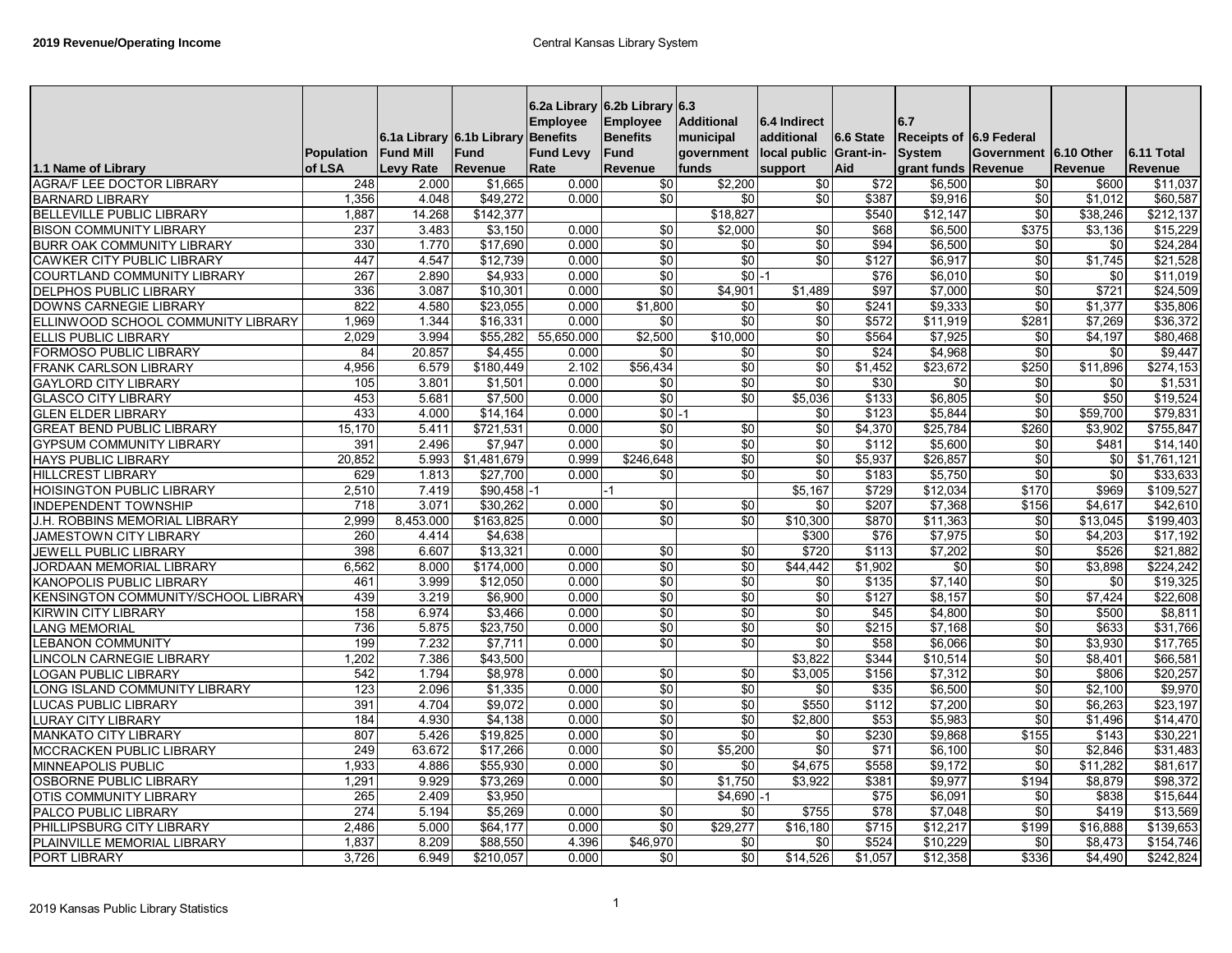| 1.1 Name of Library | Population of LSA | 6.1a Library Fund Mill Levy Rate | 6.1b Library Fund Revenue | 6.2a Library Employee Benefits Fund Levy Rate | 6.2b Library Employee Benefits Fund Revenue | 6.3 Additional municipal government funds | 6.4 Indirect additional local public support | 6.6 State Grant-in-Aid | 6.7 Receipts of System grant funds | 6.9 Federal Government Revenue | 6.10 Other Revenue | 6.11 Total Revenue |
|---|---|---|---|---|---|---|---|---|---|---|---|---|
| AGRA/F LEE DOCTOR LIBRARY | 248 | 2.000 | $1,665 | 0.000 | $0 | $2,200 | $0 | $72 | $6,500 | $0 | $600 | $11,037 |
| BARNARD LIBRARY | 1,356 | 4.048 | $49,272 | 0.000 | $0 | $0 | $0 | $387 | $9,916 | $0 | $1,012 | $60,587 |
| BELLEVILLE PUBLIC LIBRARY | 1,887 | 14.268 | $142,377 | | | $18,827 | | $540 | $12,147 | $0 | $38,246 | $212,137 |
| BISON COMMUNITY LIBRARY | 237 | 3.483 | $3,150 | 0.000 | $0 | $2,000 | $0 | $68 | $6,500 | $375 | $3,136 | $15,229 |
| BURR OAK COMMUNITY LIBRARY | 330 | 1.770 | $17,690 | 0.000 | $0 | $0 | $0 | $94 | $6,500 | $0 | $0 | $24,284 |
| CAWKER CITY PUBLIC LIBRARY | 447 | 4.547 | $12,739 | 0.000 | $0 | $0 | $0 | $127 | $6,917 | $0 | $1,745 | $21,528 |
| COURTLAND COMMUNITY LIBRARY | 267 | 2.890 | $4,933 | 0.000 | $0 | $0 | -1 | $76 | $6,010 | $0 | $0 | $11,019 |
| DELPHOS PUBLIC LIBRARY | 336 | 3.087 | $10,301 | 0.000 | $0 | $4,901 | $1,489 | $97 | $7,000 | $0 | $721 | $24,509 |
| DOWNS CARNEGIE LIBRARY | 822 | 4.580 | $23,055 | 0.000 | $1,800 | $0 | $0 | $241 | $9,333 | $0 | $1,377 | $35,806 |
| ELLINWOOD SCHOOL COMMUNITY LIBRARY | 1,969 | 1.344 | $16,331 | 0.000 | $0 | $0 | $0 | $572 | $11,919 | $281 | $7,269 | $36,372 |
| ELLIS PUBLIC LIBRARY | 2,029 | 3.994 | $55,282 | 55,650.000 | $2,500 | $10,000 | $0 | $564 | $7,925 | $0 | $4,197 | $80,468 |
| FORMOSO PUBLIC LIBRARY | 84 | 20.857 | $4,455 | 0.000 | $0 | $0 | $0 | $24 | $4,968 | $0 | $0 | $9,447 |
| FRANK CARLSON LIBRARY | 4,956 | 6.579 | $180,449 | 2.102 | $56,434 | $0 | $0 | $1,452 | $23,672 | $250 | $11,896 | $274,153 |
| GAYLORD CITY LIBRARY | 105 | 3.801 | $1,501 | 0.000 | $0 | $0 | $0 | $30 | $0 | $0 | $0 | $1,531 |
| GLASCO CITY LIBRARY | 453 | 5.681 | $7,500 | 0.000 | $0 | $0 | $5,036 | $133 | $6,805 | $0 | $50 | $19,524 |
| GLEN ELDER LIBRARY | 433 | 4.000 | $14,164 | 0.000 | $0 | -1 | $0 | $123 | $5,844 | $0 | $59,700 | $79,831 |
| GREAT BEND PUBLIC LIBRARY | 15,170 | 5.411 | $721,531 | 0.000 | $0 | $0 | $0 | $4,370 | $25,784 | $260 | $3,902 | $755,847 |
| GYPSUM COMMUNITY LIBRARY | 391 | 2.496 | $7,947 | 0.000 | $0 | $0 | $0 | $112 | $5,600 | $0 | $481 | $14,140 |
| HAYS PUBLIC LIBRARY | 20,852 | 5.993 | $1,481,679 | 0.999 | $246,648 | $0 | $0 | $5,937 | $26,857 | $0 | $0 | $1,761,121 |
| HILLCREST LIBRARY | 629 | 1.813 | $27,700 | 0.000 | $0 | $0 | $0 | $183 | $5,750 | $0 | $0 | $33,633 |
| HOISINGTON PUBLIC LIBRARY | 2,510 | 7.419 | $90,458 | -1 | -1 | | $5,167 | $729 | $12,034 | $170 | $969 | $109,527 |
| INDEPENDENT TOWNSHIP | 718 | 3.071 | $30,262 | 0.000 | $0 | $0 | $0 | $207 | $7,368 | $156 | $4,617 | $42,610 |
| J.H. ROBBINS MEMORIAL LIBRARY | 2,999 | 8,453.000 | $163,825 | 0.000 | $0 | $0 | $10,300 | $870 | $11,363 | $0 | $13,045 | $199,403 |
| JAMESTOWN CITY LIBRARY | 260 | 4.414 | $4,638 | | | | $300 | $76 | $7,975 | $0 | $4,203 | $17,192 |
| JEWELL PUBLIC LIBRARY | 398 | 6.607 | $13,321 | 0.000 | $0 | $0 | $720 | $113 | $7,202 | $0 | $526 | $21,882 |
| JORDAAN MEMORIAL LIBRARY | 6,562 | 8.000 | $174,000 | 0.000 | $0 | $0 | $44,442 | $1,902 | $0 | $0 | $3,898 | $224,242 |
| KANOPOLIS PUBLIC LIBRARY | 461 | 3.999 | $12,050 | 0.000 | $0 | $0 | $0 | $135 | $7,140 | $0 | $0 | $19,325 |
| KENSINGTON COMMUNITY/SCHOOL LIBRARY | 439 | 3.219 | $6,900 | 0.000 | $0 | $0 | $0 | $127 | $8,157 | $0 | $7,424 | $22,608 |
| KIRWIN CITY LIBRARY | 158 | 6.974 | $3,466 | 0.000 | $0 | $0 | $0 | $45 | $4,800 | $0 | $500 | $8,811 |
| LANG MEMORIAL | 736 | 5.875 | $23,750 | 0.000 | $0 | $0 | $0 | $215 | $7,168 | $0 | $633 | $31,766 |
| LEBANON COMMUNITY | 199 | 7.232 | $7,711 | 0.000 | $0 | $0 | $0 | $58 | $6,066 | $0 | $3,930 | $17,765 |
| LINCOLN CARNEGIE LIBRARY | 1,202 | 7.386 | $43,500 | | | | $3,822 | $344 | $10,514 | $0 | $8,401 | $66,581 |
| LOGAN PUBLIC LIBRARY | 542 | 1.794 | $8,978 | 0.000 | $0 | $0 | $3,005 | $156 | $7,312 | $0 | $806 | $20,257 |
| LONG ISLAND COMMUNITY LIBRARY | 123 | 2.096 | $1,335 | 0.000 | $0 | $0 | $0 | $35 | $6,500 | $0 | $2,100 | $9,970 |
| LUCAS PUBLIC LIBRARY | 391 | 4.704 | $9,072 | 0.000 | $0 | $0 | $550 | $112 | $7,200 | $0 | $6,263 | $23,197 |
| LURAY CITY LIBRARY | 184 | 4.930 | $4,138 | 0.000 | $0 | $0 | $2,800 | $53 | $5,983 | $0 | $1,496 | $14,470 |
| MANKATO CITY LIBRARY | 807 | 5.426 | $19,825 | 0.000 | $0 | $0 | $0 | $230 | $9,868 | $155 | $143 | $30,221 |
| MCCRACKEN PUBLIC LIBRARY | 249 | 63.672 | $17,266 | 0.000 | $0 | $5,200 | $0 | $71 | $6,100 | $0 | $2,846 | $31,483 |
| MINNEAPOLIS PUBLIC | 1,933 | 4.886 | $55,930 | 0.000 | $0 | $0 | $4,675 | $558 | $9,172 | $0 | $11,282 | $81,617 |
| OSBORNE PUBLIC LIBRARY | 1,291 | 9.929 | $73,269 | 0.000 | $0 | $1,750 | $3,922 | $381 | $9,977 | $194 | $8,879 | $98,372 |
| OTIS COMMUNITY LIBRARY | 265 | 2.409 | $3,950 | | | $4,690 | -1 | $75 | $6,091 | $0 | $838 | $15,644 |
| PALCO PUBLIC LIBRARY | 274 | 5.194 | $5,269 | 0.000 | $0 | $0 | $755 | $78 | $7,048 | $0 | $419 | $13,569 |
| PHILLIPSBURG CITY LIBRARY | 2,486 | 5.000 | $64,177 | 0.000 | $0 | $29,277 | $16,180 | $715 | $12,217 | $199 | $16,888 | $139,653 |
| PLAINVILLE MEMORIAL LIBRARY | 1,837 | 8.209 | $88,550 | 4.396 | $46,970 | $0 | $0 | $524 | $10,229 | $0 | $8,473 | $154,746 |
| PORT LIBRARY | 3,726 | 6.949 | $210,057 | 0.000 | $0 | $0 | $14,526 | $1,057 | $12,358 | $336 | $4,490 | $242,824 |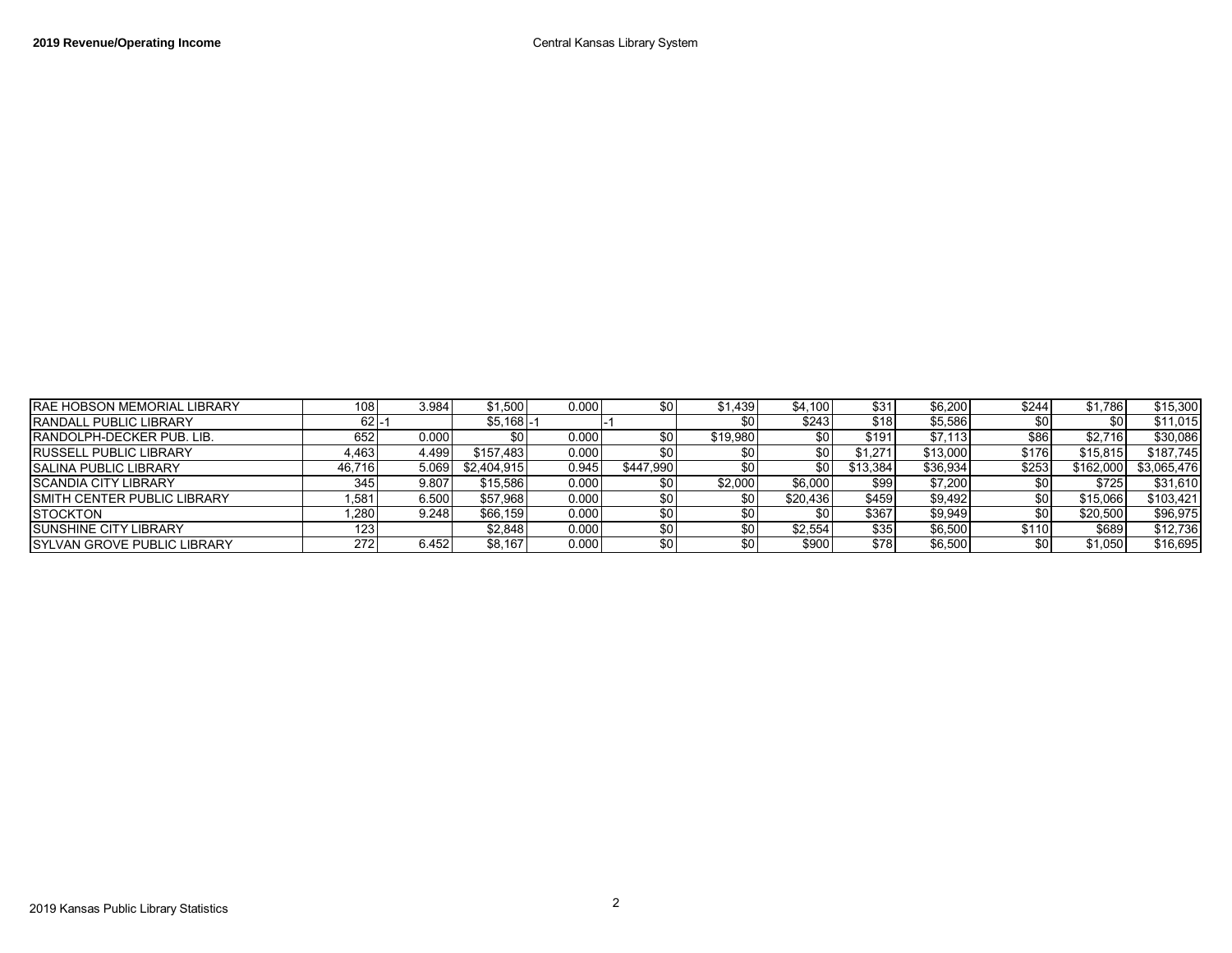| | | | | | | | | | | | | |
|---|---|---|---|---|---|---|---|---|---|---|---|---|
| RAE HOBSON MEMORIAL LIBRARY | 108 | 3.984 | $1,500 | 0.000 | $0 | $1,439 | $4,100 | $31 | $6,200 | $244 | $1,786 | $15,300 |
| RANDALL PUBLIC LIBRARY | 62 | -1 | $5,168 | -1 | -1 | $0 | $243 | $18 | $5,586 | $0 | $0 | $11,015 |
| RANDOLPH-DECKER PUB. LIB. | 652 | 0.000 | $0 | 0.000 | $0 | $19,980 | $0 | $191 | $7,113 | $86 | $2,716 | $30,086 |
| RUSSELL PUBLIC LIBRARY | 4,463 | 4.499 | $157,483 | 0.000 | $0 | $0 | $0 | $1,271 | $13,000 | $176 | $15,815 | $187,745 |
| SALINA PUBLIC LIBRARY | 46,716 | 5.069 | $2,404,915 | 0.945 | $447,990 | $0 | $0 | $13,384 | $36,934 | $253 | $162,000 | $3,065,476 |
| SCANDIA CITY LIBRARY | 345 | 9.807 | $15,586 | 0.000 | $0 | $2,000 | $6,000 | $99 | $7,200 | $0 | $725 | $31,610 |
| SMITH CENTER PUBLIC LIBRARY | 1,581 | 6.500 | $57,968 | 0.000 | $0 | $0 | $20,436 | $459 | $9,492 | $0 | $15,066 | $103,421 |
| STOCKTON | 1,280 | 9.248 | $66,159 | 0.000 | $0 | $0 | $0 | $367 | $9,949 | $0 | $20,500 | $96,975 |
| SUNSHINE CITY LIBRARY | 123 | | $2,848 | 0.000 | $0 | $0 | $2,554 | $35 | $6,500 | $110 | $689 | $12,736 |
| SYLVAN GROVE PUBLIC LIBRARY | 272 | 6.452 | $8,167 | 0.000 | $0 | $0 | $900 | $78 | $6,500 | $0 | $1,050 | $16,695 |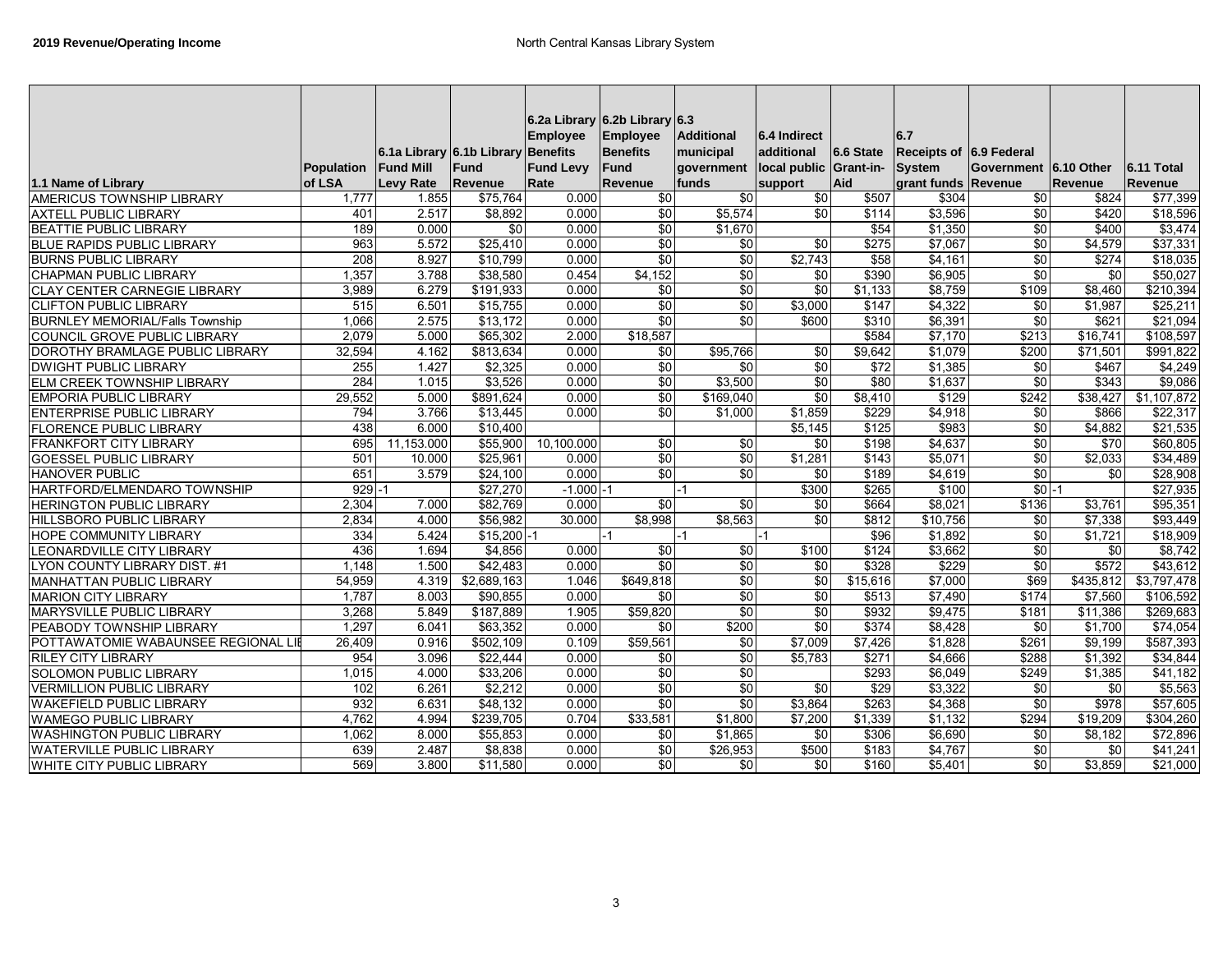**2019 Revenue/Operating Income** — North Central Kansas Library System

| 1.1 Name of Library | Population of LSA | 6.1a Library Fund Mill Levy Rate | 6.1b Library Fund Revenue | 6.2a Library Employee Benefits Fund Levy Rate | 6.2b Library Employee Benefits Fund Revenue | 6.3 Additional municipal government funds | 6.4 Indirect additional local public support | 6.6 State Grant-in-Aid | 6.7 Receipts of System grant funds | 6.9 Federal Government Revenue | 6.10 Other Revenue | 6.11 Total Revenue |
|---|---|---|---|---|---|---|---|---|---|---|---|---|
| AMERICUS TOWNSHIP LIBRARY | 1,777 | 1.855 | $75,764 | 0.000 | $0 | $0 | $0 | $507 | $304 | $0 | $824 | $77,399 |
| AXTELL PUBLIC LIBRARY | 401 | 2.517 | $8,892 | 0.000 | $0 | $5,574 | $0 | $114 | $3,596 | $0 | $420 | $18,596 |
| BEATTIE PUBLIC LIBRARY | 189 | 0.000 | $0 | 0.000 | $0 | $1,670 | | $54 | $1,350 | $0 | $400 | $3,474 |
| BLUE RAPIDS PUBLIC LIBRARY | 963 | 5.572 | $25,410 | 0.000 | $0 | $0 | $0 | $275 | $7,067 | $0 | $4,579 | $37,331 |
| BURNS PUBLIC LIBRARY | 208 | 8.927 | $10,799 | 0.000 | $0 | $0 | $2,743 | $58 | $4,161 | $0 | $274 | $18,035 |
| CHAPMAN PUBLIC LIBRARY | 1,357 | 3.788 | $38,580 | 0.454 | $4,152 | $0 | $0 | $390 | $6,905 | $0 | $0 | $50,027 |
| CLAY CENTER CARNEGIE LIBRARY | 3,989 | 6.279 | $191,933 | 0.000 | $0 | $0 | $0 | $1,133 | $8,759 | $109 | $8,460 | $210,394 |
| CLIFTON PUBLIC LIBRARY | 515 | 6.501 | $15,755 | 0.000 | $0 | $0 | $3,000 | $147 | $4,322 | $0 | $1,987 | $25,211 |
| BURNLEY MEMORIAL/Falls Township | 1,066 | 2.575 | $13,172 | 0.000 | $0 | $0 | $600 | $310 | $6,391 | $0 | $621 | $21,094 |
| COUNCIL GROVE PUBLIC LIBRARY | 2,079 | 5.000 | $65,302 | 2.000 | $18,587 | | | $584 | $7,170 | $213 | $16,741 | $108,597 |
| DOROTHY BRAMLAGE PUBLIC LIBRARY | 32,594 | 4.162 | $813,634 | 0.000 | $0 | $95,766 | $0 | $9,642 | $1,079 | $200 | $71,501 | $991,822 |
| DWIGHT PUBLIC LIBRARY | 255 | 1.427 | $2,325 | 0.000 | $0 | $0 | $0 | $72 | $1,385 | $0 | $467 | $4,249 |
| ELM CREEK TOWNSHIP LIBRARY | 284 | 1.015 | $3,526 | 0.000 | $0 | $3,500 | $0 | $80 | $1,637 | $0 | $343 | $9,086 |
| EMPORIA PUBLIC LIBRARY | 29,552 | 5.000 | $891,624 | 0.000 | $0 | $169,040 | $0 | $8,410 | $129 | $242 | $38,427 | $1,107,872 |
| ENTERPRISE PUBLIC LIBRARY | 794 | 3.766 | $13,445 | 0.000 | $0 | $1,000 | $1,859 | $229 | $4,918 | $0 | $866 | $22,317 |
| FLORENCE PUBLIC LIBRARY | 438 | 6.000 | $10,400 | | | | $5,145 | $125 | $983 | $0 | $4,882 | $21,535 |
| FRANKFORT CITY LIBRARY | 695 | 11,153.000 | $55,900 | 10,100.000 | $0 | $0 | $0 | $198 | $4,637 | $0 | $70 | $60,805 |
| GOESSEL PUBLIC LIBRARY | 501 | 10.000 | $25,961 | 0.000 | $0 | $0 | $1,281 | $143 | $5,071 | $0 | $2,033 | $34,489 |
| HANOVER PUBLIC | 651 | 3.579 | $24,100 | 0.000 | $0 | $0 | $0 | $189 | $4,619 | $0 | $0 | $28,908 |
| HARTFORD/ELMENDARO TOWNSHIP | 929 | -1 | $27,270 | -1.000 | -1 | -1 | $300 | $265 | $100 | $0 | -1 | $27,935 |
| HERINGTON PUBLIC LIBRARY | 2,304 | 7.000 | $82,769 | 0.000 | $0 | $0 | $0 | $664 | $8,021 | $136 | $3,761 | $95,351 |
| HILLSBORO PUBLIC LIBRARY | 2,834 | 4.000 | $56,982 | 30.000 | $8,998 | $8,563 | $0 | $812 | $10,756 | $0 | $7,338 | $93,449 |
| HOPE COMMUNITY LIBRARY | 334 | 5.424 | $15,200 | -1 | -1 | -1 | -1 | $96 | $1,892 | $0 | $1,721 | $18,909 |
| LEONARDVILLE CITY LIBRARY | 436 | 1.694 | $4,856 | 0.000 | $0 | $0 | $100 | $124 | $3,662 | $0 | $0 | $8,742 |
| LYON COUNTY LIBRARY DIST. #1 | 1,148 | 1.500 | $42,483 | 0.000 | $0 | $0 | $0 | $328 | $229 | $0 | $572 | $43,612 |
| MANHATTAN PUBLIC LIBRARY | 54,959 | 4.319 | $2,689,163 | 1.046 | $649,818 | $0 | $0 | $15,616 | $7,000 | $69 | $435,812 | $3,797,478 |
| MARION CITY LIBRARY | 1,787 | 8.003 | $90,855 | 0.000 | $0 | $0 | $0 | $513 | $7,490 | $174 | $7,560 | $106,592 |
| MARYSVILLE PUBLIC LIBRARY | 3,268 | 5.849 | $187,889 | 1.905 | $59,820 | $0 | $0 | $932 | $9,475 | $181 | $11,386 | $269,683 |
| PEABODY TOWNSHIP LIBRARY | 1,297 | 6.041 | $63,352 | 0.000 | $0 | $200 | $0 | $374 | $8,428 | $0 | $1,700 | $74,054 |
| POTTAWATOMIE WABAUNSEE REGIONAL LIB | 26,409 | 0.916 | $502,109 | 0.109 | $59,561 | $0 | $7,009 | $7,426 | $1,828 | $261 | $9,199 | $587,393 |
| RILEY CITY LIBRARY | 954 | 3.096 | $22,444 | 0.000 | $0 | $0 | $5,783 | $271 | $4,666 | $288 | $1,392 | $34,844 |
| SOLOMON PUBLIC LIBRARY | 1,015 | 4.000 | $33,206 | 0.000 | $0 | $0 | | $293 | $6,049 | $249 | $1,385 | $41,182 |
| VERMILLION PUBLIC LIBRARY | 102 | 6.261 | $2,212 | 0.000 | $0 | $0 | $0 | $29 | $3,322 | $0 | $0 | $5,563 |
| WAKEFIELD PUBLIC LIBRARY | 932 | 6.631 | $48,132 | 0.000 | $0 | $0 | $3,864 | $263 | $4,368 | $0 | $978 | $57,605 |
| WAMEGO PUBLIC LIBRARY | 4,762 | 4.994 | $239,705 | 0.704 | $33,581 | $1,800 | $7,200 | $1,339 | $1,132 | $294 | $19,209 | $304,260 |
| WASHINGTON PUBLIC LIBRARY | 1,062 | 8.000 | $55,853 | 0.000 | $0 | $1,865 | $0 | $306 | $6,690 | $0 | $8,182 | $72,896 |
| WATERVILLE PUBLIC LIBRARY | 639 | 2.487 | $8,838 | 0.000 | $0 | $26,953 | $500 | $183 | $4,767 | $0 | $0 | $41,241 |
| WHITE CITY PUBLIC LIBRARY | 569 | 3.800 | $11,580 | 0.000 | $0 | $0 | $0 | $160 | $5,401 | $0 | $3,859 | $21,000 |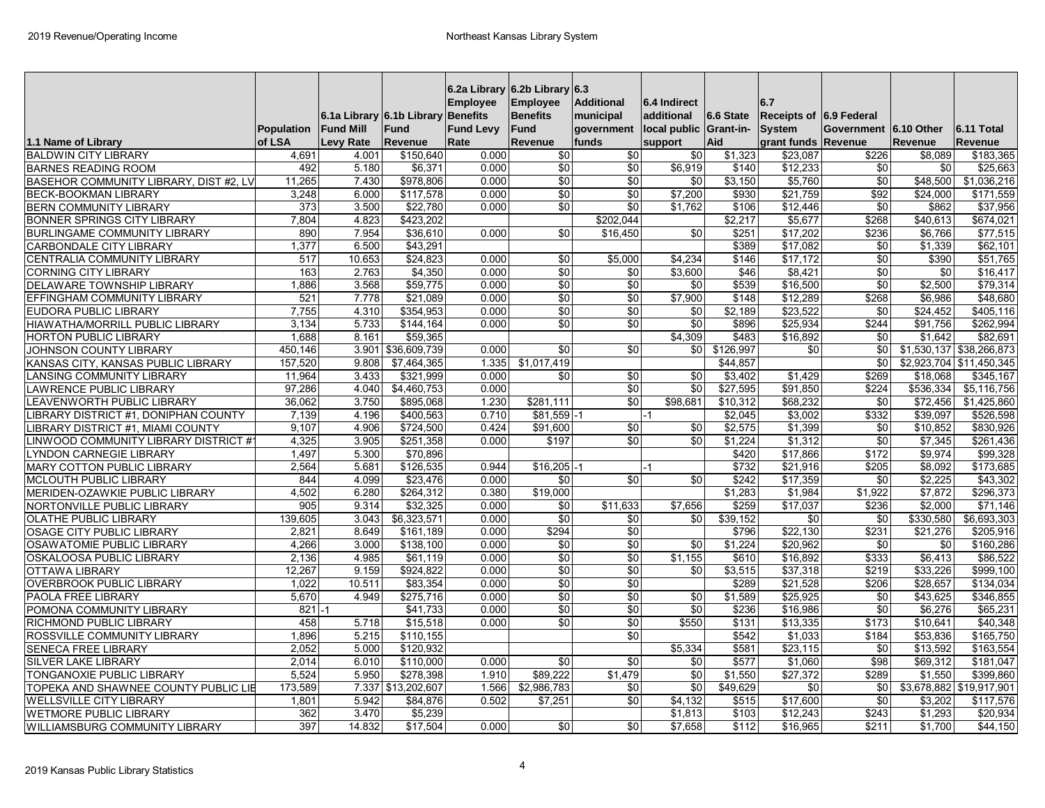# 2019 Revenue/Operating Income

## Northeast Kansas Library System

| 1.1 Name of Library | Population of LSA | 6.1a Library Fund Mill Levy Rate | 6.1b Library Fund Revenue | 6.2a Library Employee Benefits Fund Levy Rate | 6.2b Library Employee Benefits Fund Revenue | 6.3 Additional municipal government funds | 6.4 Indirect additional local public support | 6.6 State Grant-in-Aid | 6.7 Receipts of System grant funds | 6.9 Federal Government Revenue | 6.10 Other Revenue | 6.11 Total Revenue |
|---|---|---|---|---|---|---|---|---|---|---|---|---|
| BALDWIN CITY LIBRARY | 4,691 | 4.001 | $150,640 | 0.000 | $0 | $0 | $0 | $1,323 | $23,087 | $226 | $8,089 | $183,365 |
| BARNES READING ROOM | 492 | 5.180 | $6,371 | 0.000 | $0 | $0 | $6,919 | $140 | $12,233 | $0 | $0 | $25,663 |
| BASEHOR COMMUNITY LIBRARY, DIST #2, LV | 11,265 | 7.430 | $978,806 | 0.000 | $0 | $0 | $0 | $3,150 | $5,760 | $0 | $48,500 | $1,036,216 |
| BECK-BOOKMAN LIBRARY | 3,248 | 6.000 | $117,578 | 0.000 | $0 | $0 | $7,200 | $930 | $21,759 | $92 | $24,000 | $171,559 |
| BERN COMMUNITY LIBRARY | 373 | 3.500 | $22,780 | 0.000 | $0 | $0 | $1,762 | $106 | $12,446 | $0 | $862 | $37,956 |
| BONNER SPRINGS CITY LIBRARY | 7,804 | 4.823 | $423,202 | | | $202,044 | | $2,217 | $5,677 | $268 | $40,613 | $674,021 |
| BURLINGAME COMMUNITY LIBRARY | 890 | 7.954 | $36,610 | 0.000 | $0 | $16,450 | $0 | $251 | $17,202 | $236 | $6,766 | $77,515 |
| CARBONDALE CITY LIBRARY | 1,377 | 6.500 | $43,291 | | | | | $389 | $17,082 | $0 | $1,339 | $62,101 |
| CENTRALIA COMMUNITY LIBRARY | 517 | 10.653 | $24,823 | 0.000 | $0 | $5,000 | $4,234 | $146 | $17,172 | $0 | $390 | $51,765 |
| CORNING CITY LIBRARY | 163 | 2.763 | $4,350 | 0.000 | $0 | $0 | $3,600 | $46 | $8,421 | $0 | $0 | $16,417 |
| DELAWARE TOWNSHIP LIBRARY | 1,886 | 3.568 | $59,775 | 0.000 | $0 | $0 | $0 | $539 | $16,500 | $0 | $2,500 | $79,314 |
| EFFINGHAM COMMUNITY LIBRARY | 521 | 7.778 | $21,089 | 0.000 | $0 | $0 | $7,900 | $148 | $12,289 | $268 | $6,986 | $48,680 |
| EUDORA PUBLIC LIBRARY | 7,755 | 4.310 | $354,953 | 0.000 | $0 | $0 | $0 | $2,189 | $23,522 | $0 | $24,452 | $405,116 |
| HIAWATHA/MORRILL PUBLIC LIBRARY | 3,134 | 5.733 | $144,164 | 0.000 | $0 | $0 | $0 | $896 | $25,934 | $244 | $91,756 | $262,994 |
| HORTON PUBLIC LIBRARY | 1,688 | 8.161 | $59,365 | | | | $4,309 | $483 | $16,892 | $0 | $1,642 | $82,691 |
| JOHNSON COUNTY LIBRARY | 450,146 | 3.901 | $36,609,739 | 0.000 | $0 | $0 | $0 | $126,997 | $0 | $0 | $1,530,137 | $38,266,873 |
| KANSAS CITY, KANSAS PUBLIC LIBRARY | 157,520 | 9.808 | $7,464,365 | 1.335 | $1,017,419 | | | $44,857 | | $0 | $2,923,704 | $11,450,345 |
| LANSING COMMUNITY LIBRARY | 11,964 | 3.433 | $321,999 | 0.000 | $0 | $0 | $0 | $3,402 | $1,429 | $269 | $18,068 | $345,167 |
| LAWRENCE PUBLIC LIBRARY | 97,286 | 4.040 | $4,460,753 | 0.000 | | $0 | $0 | $27,595 | $91,850 | $224 | $536,334 | $5,116,756 |
| LEAVENWORTH PUBLIC LIBRARY | 36,062 | 3.750 | $895,068 | 1.230 | $281,111 | $0 | $98,681 | $10,312 | $68,232 | $0 | $72,456 | $1,425,860 |
| LIBRARY DISTRICT #1, DONIPHAN COUNTY | 7,139 | 4.196 | $400,563 | 0.710 | $81,559 | -1 | -1 | $2,045 | $3,002 | $332 | $39,097 | $526,598 |
| LIBRARY DISTRICT #1, MIAMI COUNTY | 9,107 | 4.906 | $724,500 | 0.424 | $91,600 | $0 | $0 | $2,575 | $1,399 | $0 | $10,852 | $830,926 |
| LINWOOD COMMUNITY LIBRARY DISTRICT #1 | 4,325 | 3.905 | $251,358 | 0.000 | $197 | $0 | $0 | $1,224 | $1,312 | $0 | $7,345 | $261,436 |
| LYNDON CARNEGIE LIBRARY | 1,497 | 5.300 | $70,896 | | | | | $420 | $17,866 | $172 | $9,974 | $99,328 |
| MARY COTTON PUBLIC LIBRARY | 2,564 | 5.681 | $126,535 | 0.944 | $16,205 | -1 | -1 | $732 | $21,916 | $205 | $8,092 | $173,685 |
| MCLOUTH PUBLIC LIBRARY | 844 | 4.099 | $23,476 | 0.000 | $0 | $0 | $0 | $242 | $17,359 | $0 | $2,225 | $43,302 |
| MERIDEN-OZAWKIE PUBLIC LIBRARY | 4,502 | 6.280 | $264,312 | 0.380 | $19,000 | | | $1,283 | $1,984 | $1,922 | $7,872 | $296,373 |
| NORTONVILLE PUBLIC LIBRARY | 905 | 9.314 | $32,325 | 0.000 | $0 | $11,633 | $7,656 | $259 | $17,037 | $236 | $2,000 | $71,146 |
| OLATHE PUBLIC LIBRARY | 139,605 | 3.043 | $6,323,571 | 0.000 | $0 | $0 | $0 | $39,152 | $0 | $0 | $330,580 | $6,693,303 |
| OSAGE CITY PUBLIC LIBRARY | 2,821 | 8.649 | $161,189 | 0.000 | $294 | $0 | | $796 | $22,130 | $231 | $21,276 | $205,916 |
| OSAWATOMIE PUBLIC LIBRARY | 4,266 | 3.000 | $138,100 | 0.000 | $0 | $0 | $0 | $1,224 | $20,962 | $0 | $0 | $160,286 |
| OSKALOOSA PUBLIC LIBRARY | 2,136 | 4.985 | $61,119 | 0.000 | $0 | $0 | $1,155 | $610 | $16,892 | $333 | $6,413 | $86,522 |
| OTTAWA LIBRARY | 12,267 | 9.159 | $924,822 | 0.000 | $0 | $0 | $0 | $3,515 | $37,318 | $219 | $33,226 | $999,100 |
| OVERBROOK PUBLIC LIBRARY | 1,022 | 10.511 | $83,354 | 0.000 | $0 | $0 | | $289 | $21,528 | $206 | $28,657 | $134,034 |
| PAOLA FREE LIBRARY | 5,670 | 4.949 | $275,716 | 0.000 | $0 | $0 | $0 | $1,589 | $25,925 | $0 | $43,625 | $346,855 |
| POMONA COMMUNITY LIBRARY | 821 | -1 | $41,733 | 0.000 | $0 | $0 | $0 | $236 | $16,986 | $0 | $6,276 | $65,231 |
| RICHMOND PUBLIC LIBRARY | 458 | 5.718 | $15,518 | 0.000 | $0 | $0 | $550 | $131 | $13,335 | $173 | $10,641 | $40,348 |
| ROSSVILLE COMMUNITY LIBRARY | 1,896 | 5.215 | $110,155 | | | $0 | | $542 | $1,033 | $184 | $53,836 | $165,750 |
| SENECA FREE LIBRARY | 2,052 | 5.000 | $120,932 | | | | $5,334 | $581 | $23,115 | $0 | $13,592 | $163,554 |
| SILVER LAKE LIBRARY | 2,014 | 6.010 | $110,000 | 0.000 | $0 | $0 | $0 | $577 | $1,060 | $98 | $69,312 | $181,047 |
| TONGANOXIE PUBLIC LIBRARY | 5,524 | 5.950 | $278,398 | 1.910 | $89,222 | $1,479 | $0 | $1,550 | $27,372 | $289 | $1,550 | $399,860 |
| TOPEKA AND SHAWNEE COUNTY PUBLIC LIB | 173,589 | 7.337 | $13,202,607 | 1.566 | $2,986,783 | $0 | $0 | $49,629 | $0 | $0 | $3,678,882 | $19,917,901 |
| WELLSVILLE CITY LIBRARY | 1,801 | 5.942 | $84,876 | 0.502 | $7,251 | $0 | $4,132 | $515 | $17,600 | $0 | $3,202 | $117,576 |
| WETMORE PUBLIC LIBRARY | 362 | 3.470 | $5,239 | | | | $1,813 | $103 | $12,243 | $243 | $1,293 | $20,934 |
| WILLIAMSBURG COMMUNITY LIBRARY | 397 | 14.832 | $17,504 | 0.000 | $0 | $0 | $7,658 | $112 | $16,965 | $211 | $1,700 | $44,150 |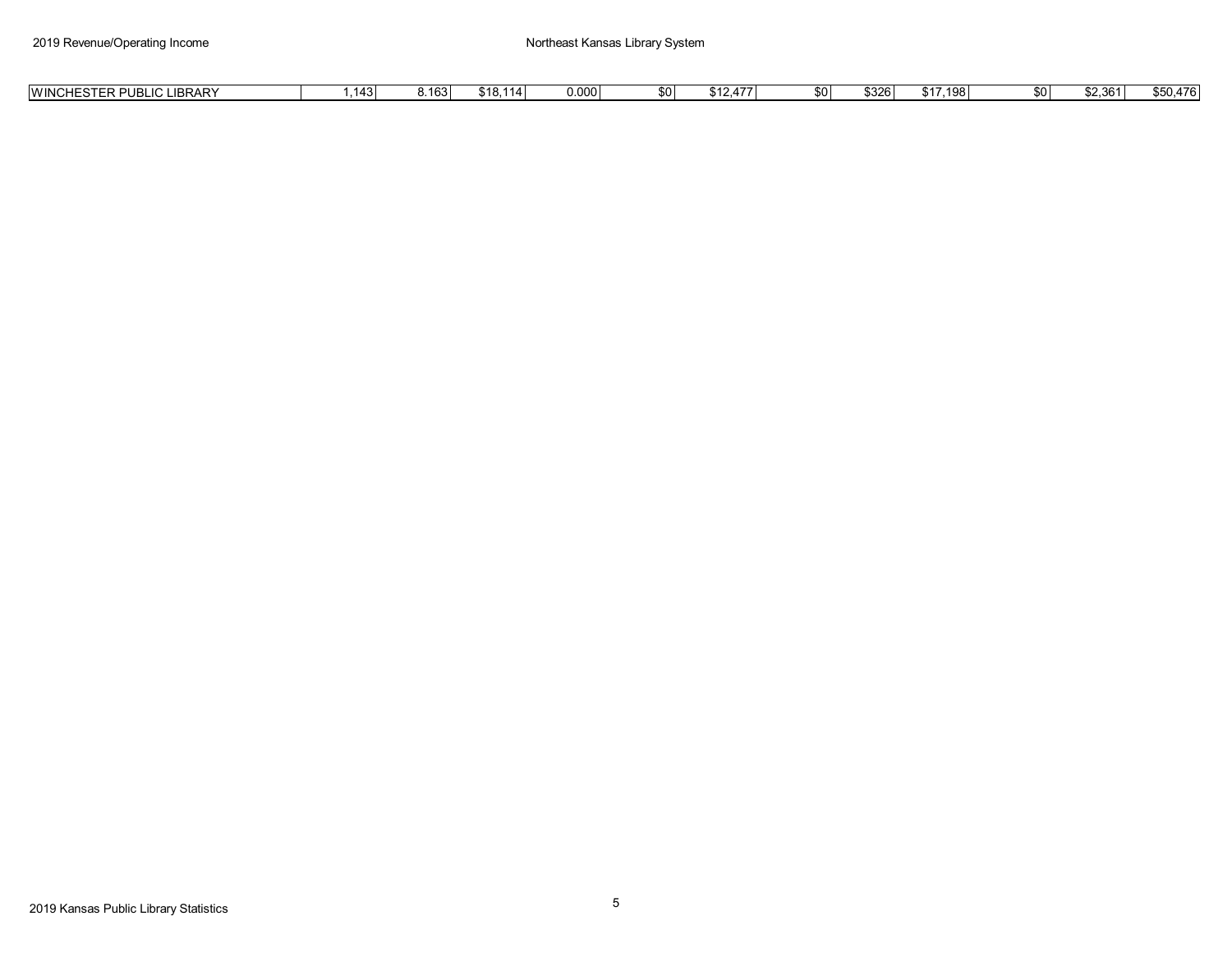| WINCHESTER PUBLIC LIBRARY | 1,143 | 8.163 | $18,114 | 0.000 | $0 | $12,477 | $0 | $326 | $17,198 | $0 | $2,361 | $50,476 |
|---|---|---|---|---|---|---|---|---|---|---|---|---|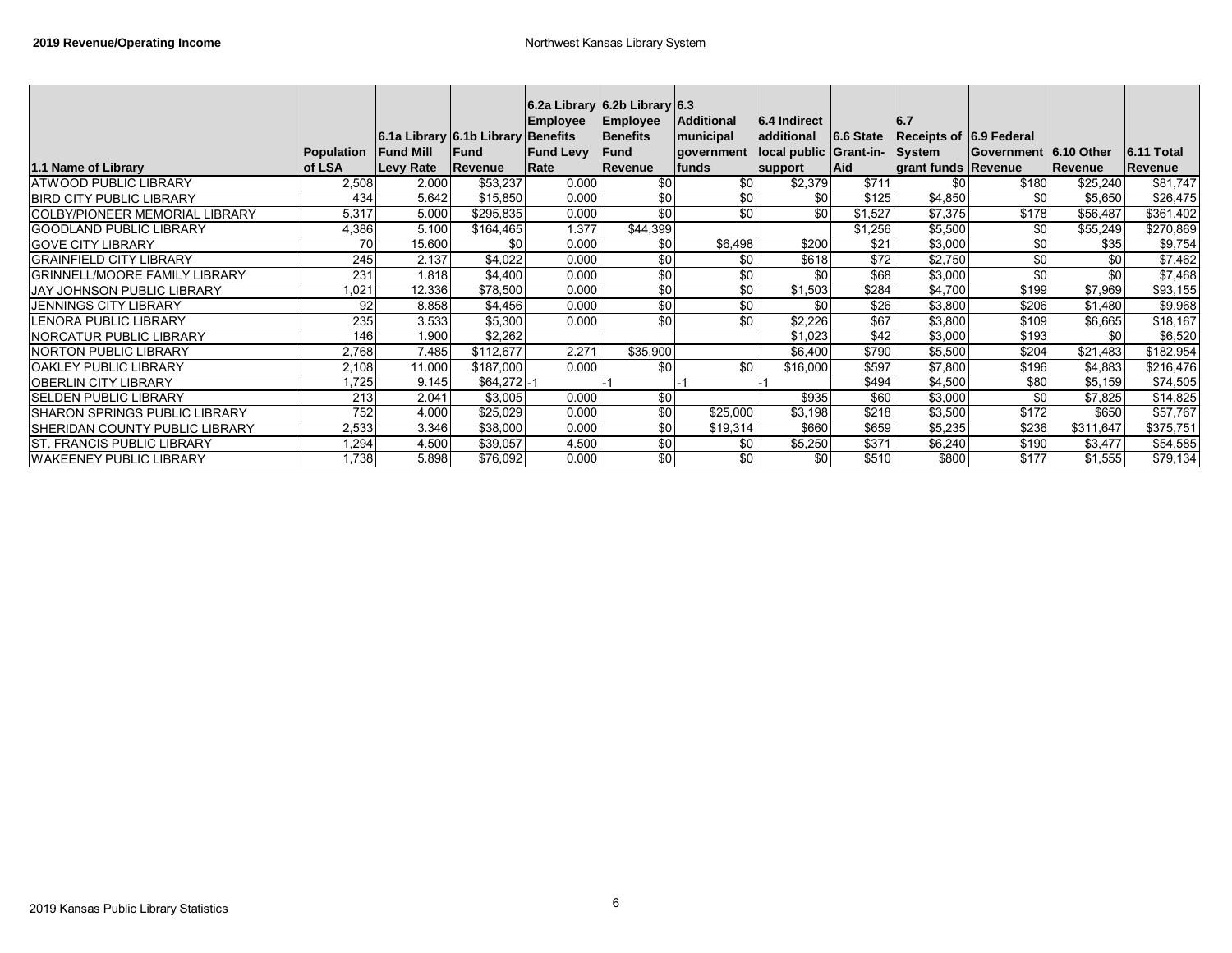## 2019 Revenue/Operating Income

## Northwest Kansas Library System

| 1.1 Name of Library | Population of LSA | 6.1a Library Fund Mill Levy Rate | 6.1b Library Fund Revenue | 6.2a Library Employee Benefits Fund Levy Rate | 6.2b Library Employee Benefits Fund Revenue | 6.3 Additional municipal government funds | 6.4 Indirect additional local public support | 6.6 State Grant-in-Aid | 6.7 Receipts of System grant funds | 6.9 Federal Government Revenue | 6.10 Other Revenue | 6.11 Total Revenue |
|---|---|---|---|---|---|---|---|---|---|---|---|---|
| ATWOOD PUBLIC LIBRARY | 2,508 | 2.000 | $53,237 | 0.000 | $0 | $0 | $2,379 | $711 | $0 | $180 | $25,240 | $81,747 |
| BIRD CITY PUBLIC LIBRARY | 434 | 5.642 | $15,850 | 0.000 | $0 | $0 | $0 | $125 | $4,850 | $0 | $5,650 | $26,475 |
| COLBY/PIONEER MEMORIAL LIBRARY | 5,317 | 5.000 | $295,835 | 0.000 | $0 | $0 | $0 | $1,527 | $7,375 | $178 | $56,487 | $361,402 |
| GOODLAND PUBLIC LIBRARY | 4,386 | 5.100 | $164,465 | 1.377 | $44,399 | | | $1,256 | $5,500 | $0 | $55,249 | $270,869 |
| GOVE CITY LIBRARY | 70 | 15.600 | $0 | 0.000 | $0 | $6,498 | $200 | $21 | $3,000 | $0 | $35 | $9,754 |
| GRAINFIELD CITY LIBRARY | 245 | 2.137 | $4,022 | 0.000 | $0 | $0 | $618 | $72 | $2,750 | $0 | $0 | $7,462 |
| GRINNELL/MOORE FAMILY LIBRARY | 231 | 1.818 | $4,400 | 0.000 | $0 | $0 | $0 | $68 | $3,000 | $0 | $0 | $7,468 |
| JAY JOHNSON PUBLIC LIBRARY | 1,021 | 12.336 | $78,500 | 0.000 | $0 | $0 | $1,503 | $284 | $4,700 | $199 | $7,969 | $93,155 |
| JENNINGS CITY LIBRARY | 92 | 8.858 | $4,456 | 0.000 | $0 | $0 | $0 | $26 | $3,800 | $206 | $1,480 | $9,968 |
| LENORA PUBLIC LIBRARY | 235 | 3.533 | $5,300 | 0.000 | $0 | $0 | $2,226 | $67 | $3,800 | $109 | $6,665 | $18,167 |
| NORCATUR PUBLIC LIBRARY | 146 | 1.900 | $2,262 | | | | $1,023 | $42 | $3,000 | $193 | $0 | $6,520 |
| NORTON PUBLIC LIBRARY | 2,768 | 7.485 | $112,677 | 2.271 | $35,900 | | $6,400 | $790 | $5,500 | $204 | $21,483 | $182,954 |
| OAKLEY PUBLIC LIBRARY | 2,108 | 11.000 | $187,000 | 0.000 | $0 | $0 | $16,000 | $597 | $7,800 | $196 | $4,883 | $216,476 |
| OBERLIN CITY LIBRARY | 1,725 | 9.145 | $64,272 | -1 | -1 | -1 | -1 | $494 | $4,500 | $80 | $5,159 | $74,505 |
| SELDEN PUBLIC LIBRARY | 213 | 2.041 | $3,005 | 0.000 | $0 | | $935 | $60 | $3,000 | $0 | $7,825 | $14,825 |
| SHARON SPRINGS PUBLIC LIBRARY | 752 | 4.000 | $25,029 | 0.000 | $0 | $25,000 | $3,198 | $218 | $3,500 | $172 | $650 | $57,767 |
| SHERIDAN COUNTY PUBLIC LIBRARY | 2,533 | 3.346 | $38,000 | 0.000 | $0 | $19,314 | $660 | $659 | $5,235 | $236 | $311,647 | $375,751 |
| ST. FRANCIS PUBLIC LIBRARY | 1,294 | 4.500 | $39,057 | 4.500 | $0 | $0 | $5,250 | $371 | $6,240 | $190 | $3,477 | $54,585 |
| WAKEENEY PUBLIC LIBRARY | 1,738 | 5.898 | $76,092 | 0.000 | $0 | $0 | $0 | $510 | $800 | $177 | $1,555 | $79,134 |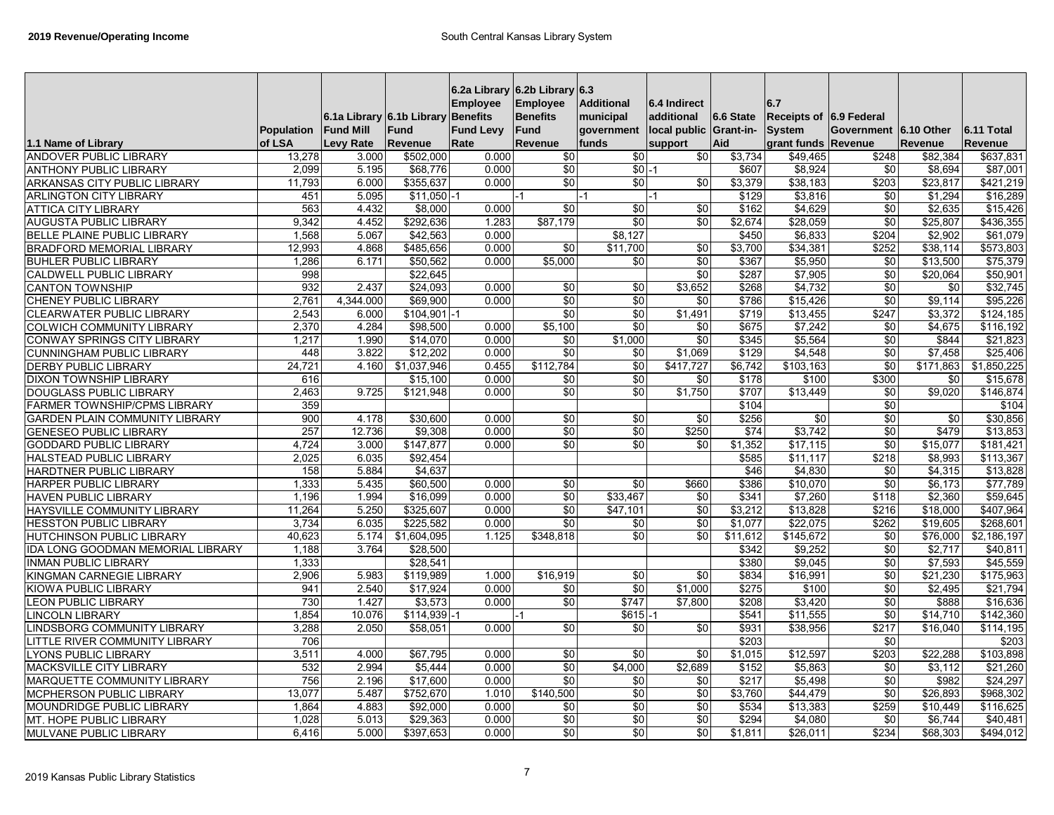**2019 Revenue/Operating Income**

South Central Kansas Library System

| 1.1 Name of Library | Population of LSA | 6.1a Library Fund Mill Levy Rate | 6.1b Library Fund Revenue | 6.2a Library Employee Benefits Fund Levy Rate | 6.2b Library Employee Benefits Fund Revenue | 6.3 Additional municipal government funds | 6.4 Indirect additional local public support | 6.6 State Grant-in-Aid | 6.7 Receipts of System grant funds | 6.9 Federal Government Revenue | 6.10 Other Revenue | 6.11 Total Revenue |
|---|---|---|---|---|---|---|---|---|---|---|---|---|
| ANDOVER PUBLIC LIBRARY | 13,278 | 3.000 | $502,000 | 0.000 | $0 | $0 | $0 | $3,734 | $49,465 | $248 | $82,384 | $637,831 |
| ANTHONY PUBLIC LIBRARY | 2,099 | 5.195 | $68,776 | 0.000 | $0 | $0 | -1 | $607 | $8,924 | $0 | $8,694 | $87,001 |
| ARKANSAS CITY PUBLIC LIBRARY | 11,793 | 6.000 | $355,637 | 0.000 | $0 | $0 | $0 | $3,379 | $38,183 | $203 | $23,817 | $421,219 |
| ARLINGTON CITY LIBRARY | 451 | 5.095 | $11,050 | -1 | -1 | -1 | -1 | $129 | $3,816 | $0 | $1,294 | $16,289 |
| ATTICA CITY LIBRARY | 563 | 4.432 | $8,000 | 0.000 | $0 | $0 | $0 | $162 | $4,629 | $0 | $2,635 | $15,426 |
| AUGUSTA PUBLIC LIBRARY | 9,342 | 4.452 | $292,636 | 1.283 | $87,179 | $0 | $0 | $2,674 | $28,059 | $0 | $25,807 | $436,355 |
| BELLE PLAINE PUBLIC LIBRARY | 1,568 | 5.067 | $42,563 | 0.000 | | $8,127 | | $450 | $6,833 | $204 | $2,902 | $61,079 |
| BRADFORD MEMORIAL LIBRARY | 12,993 | 4.868 | $485,656 | 0.000 | $0 | $11,700 | $0 | $3,700 | $34,381 | $252 | $38,114 | $573,803 |
| BUHLER PUBLIC LIBRARY | 1,286 | 6.171 | $50,562 | 0.000 | $5,000 | $0 | $0 | $367 | $5,950 | $0 | $13,500 | $75,379 |
| CALDWELL PUBLIC LIBRARY | 998 | | $22,645 | | | | $0 | $287 | $7,905 | $0 | $20,064 | $50,901 |
| CANTON TOWNSHIP | 932 | 2.437 | $24,093 | 0.000 | $0 | $0 | $3,652 | $268 | $4,732 | $0 | $0 | $32,745 |
| CHENEY PUBLIC LIBRARY | 2,761 | 4,344.000 | $69,900 | 0.000 | $0 | $0 | $0 | $786 | $15,426 | $0 | $9,114 | $95,226 |
| CLEARWATER PUBLIC LIBRARY | 2,543 | 6.000 | $104,901 | -1 | $0 | $0 | $1,491 | $719 | $13,455 | $247 | $3,372 | $124,185 |
| COLWICH COMMUNITY LIBRARY | 2,370 | 4.284 | $98,500 | 0.000 | $5,100 | $0 | $0 | $675 | $7,242 | $0 | $4,675 | $116,192 |
| CONWAY SPRINGS CITY LIBRARY | 1,217 | 1.990 | $14,070 | 0.000 | $0 | $1,000 | $0 | $345 | $5,564 | $0 | $844 | $21,823 |
| CUNNINGHAM PUBLIC LIBRARY | 448 | 3.822 | $12,202 | 0.000 | $0 | $0 | $1,069 | $129 | $4,548 | $0 | $7,458 | $25,406 |
| DERBY PUBLIC LIBRARY | 24,721 | 4.160 | $1,037,946 | 0.455 | $112,784 | $0 | $417,727 | $6,742 | $103,163 | $0 | $171,863 | $1,850,225 |
| DIXON TOWNSHIP LIBRARY | 616 | | $15,100 | 0.000 | $0 | $0 | $0 | $178 | $100 | $300 | $0 | $15,678 |
| DOUGLASS PUBLIC LIBRARY | 2,463 | 9.725 | $121,948 | 0.000 | $0 | $0 | $1,750 | $707 | $13,449 | $0 | $9,020 | $146,874 |
| FARMER TOWNSHIP/CPMS LIBRARY | 359 | | | | | | | $104 | | $0 | | $104 |
| GARDEN PLAIN COMMUNITY LIBRARY | 900 | 4.178 | $30,600 | 0.000 | $0 | $0 | $0 | $256 | $0 | $0 | $0 | $30,856 |
| GENESEO PUBLIC LIBRARY | 257 | 12.736 | $9,308 | 0.000 | $0 | $0 | $250 | $74 | $3,742 | $0 | $479 | $13,853 |
| GODDARD PUBLIC LIBRARY | 4,724 | 3.000 | $147,877 | 0.000 | $0 | $0 | $0 | $1,352 | $17,115 | $0 | $15,077 | $181,421 |
| HALSTEAD PUBLIC LIBRARY | 2,025 | 6.035 | $92,454 | | | | | $585 | $11,117 | $218 | $8,993 | $113,367 |
| HARDTNER PUBLIC LIBRARY | 158 | 5.884 | $4,637 | | | | | $46 | $4,830 | $0 | $4,315 | $13,828 |
| HARPER PUBLIC LIBRARY | 1,333 | 5.435 | $60,500 | 0.000 | $0 | $0 | $660 | $386 | $10,070 | $0 | $6,173 | $77,789 |
| HAVEN PUBLIC LIBRARY | 1,196 | 1.994 | $16,099 | 0.000 | $0 | $33,467 | $0 | $341 | $7,260 | $118 | $2,360 | $59,645 |
| HAYSVILLE COMMUNITY LIBRARY | 11,264 | 5.250 | $325,607 | 0.000 | $0 | $47,101 | $0 | $3,212 | $13,828 | $216 | $18,000 | $407,964 |
| HESSTON PUBLIC LIBRARY | 3,734 | 6.035 | $225,582 | 0.000 | $0 | $0 | $0 | $1,077 | $22,075 | $262 | $19,605 | $268,601 |
| HUTCHINSON PUBLIC LIBRARY | 40,623 | 5.174 | $1,604,095 | 1.125 | $348,818 | $0 | $0 | $11,612 | $145,672 | $0 | $76,000 | $2,186,197 |
| IDA LONG GOODMAN MEMORIAL LIBRARY | 1,188 | 3.764 | $28,500 | | | | | $342 | $9,252 | $0 | $2,717 | $40,811 |
| INMAN PUBLIC LIBRARY | 1,333 | | $28,541 | | | | | $380 | $9,045 | $0 | $7,593 | $45,559 |
| KINGMAN CARNEGIE LIBRARY | 2,906 | 5.983 | $119,989 | 1.000 | $16,919 | $0 | $0 | $834 | $16,991 | $0 | $21,230 | $175,963 |
| KIOWA PUBLIC LIBRARY | 941 | 2.540 | $17,924 | 0.000 | $0 | $0 | $1,000 | $275 | $100 | $0 | $2,495 | $21,794 |
| LEON PUBLIC LIBRARY | 730 | 1.427 | $3,573 | 0.000 | $0 | $747 | $7,800 | $208 | $3,420 | $0 | $888 | $16,636 |
| LINCOLN LIBRARY | 1,854 | 10.076 | $114,939 | -1 | -1 | $615 | -1 | $541 | $11,555 | $0 | $14,710 | $142,360 |
| LINDSBORG COMMUNITY LIBRARY | 3,288 | 2.050 | $58,051 | 0.000 | $0 | $0 | $0 | $931 | $38,956 | $217 | $16,040 | $114,195 |
| LITTLE RIVER COMMUNITY LIBRARY | 706 | | | | | | | $203 | | $0 | | $203 |
| LYONS PUBLIC LIBRARY | 3,511 | 4.000 | $67,795 | 0.000 | $0 | $0 | $0 | $1,015 | $12,597 | $203 | $22,288 | $103,898 |
| MACKSVILLE CITY LIBRARY | 532 | 2.994 | $5,444 | 0.000 | $0 | $4,000 | $2,689 | $152 | $5,863 | $0 | $3,112 | $21,260 |
| MARQUETTE COMMUNITY LIBRARY | 756 | 2.196 | $17,600 | 0.000 | $0 | $0 | $0 | $217 | $5,498 | $0 | $982 | $24,297 |
| MCPHERSON PUBLIC LIBRARY | 13,077 | 5.487 | $752,670 | 1.010 | $140,500 | $0 | $0 | $3,760 | $44,479 | $0 | $26,893 | $968,302 |
| MOUNDRIDGE PUBLIC LIBRARY | 1,864 | 4.883 | $92,000 | 0.000 | $0 | $0 | $0 | $534 | $13,383 | $259 | $10,449 | $116,625 |
| MT. HOPE PUBLIC LIBRARY | 1,028 | 5.013 | $29,363 | 0.000 | $0 | $0 | $0 | $294 | $4,080 | $0 | $6,744 | $40,481 |
| MULVANE PUBLIC LIBRARY | 6,416 | 5.000 | $397,653 | 0.000 | $0 | $0 | $0 | $1,811 | $26,011 | $234 | $68,303 | $494,012 |

2019 Kansas Public Library Statistics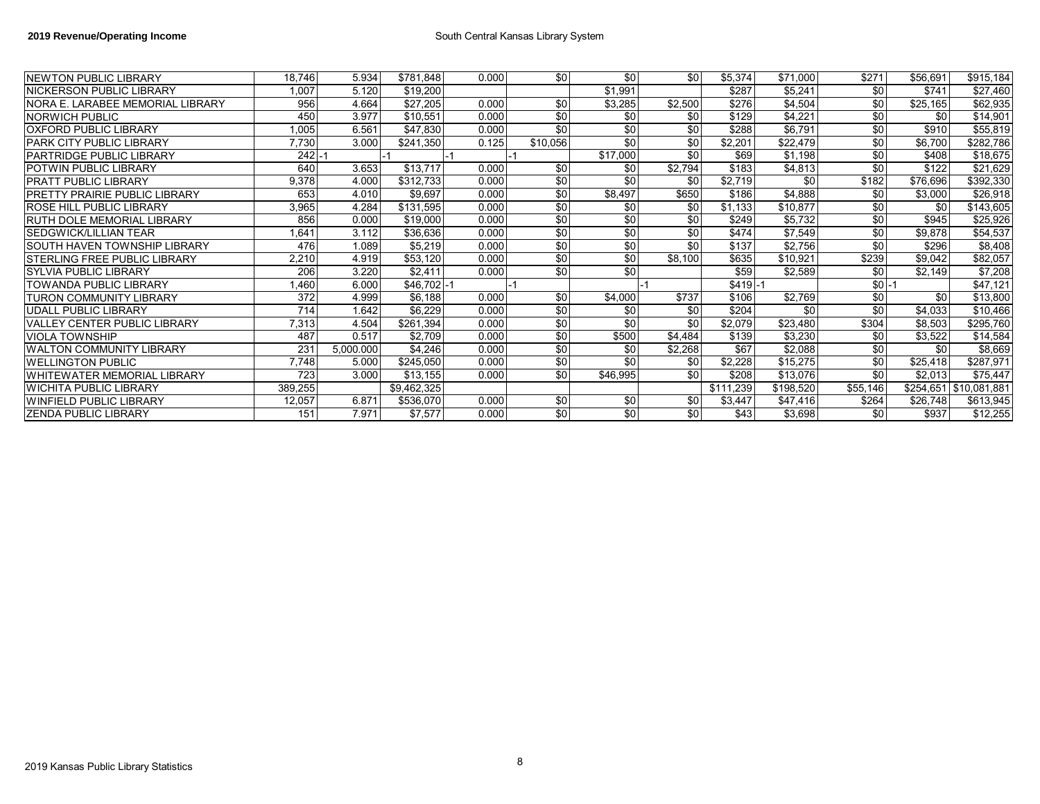## 2019 Revenue/Operating Income

South Central Kansas Library System

| | | | | | | | | | | | | |
|---|---|---|---|---|---|---|---|---|---|---|---|---|
| NEWTON PUBLIC LIBRARY | 18,746 | 5.934 | $781,848 | 0.000 | $0 | $0 | $0 | $5,374 | $71,000 | $271 | $56,691 | $915,184 |
| NICKERSON PUBLIC LIBRARY | 1,007 | 5.120 | $19,200 | | | $1,991 | | $287 | $5,241 | $0 | $741 | $27,460 |
| NORA E. LARABEE MEMORIAL LIBRARY | 956 | 4.664 | $27,205 | 0.000 | $0 | $3,285 | $2,500 | $276 | $4,504 | $0 | $25,165 | $62,935 |
| NORWICH PUBLIC | 450 | 3.977 | $10,551 | 0.000 | $0 | $0 | $0 | $129 | $4,221 | $0 | $0 | $14,901 |
| OXFORD PUBLIC LIBRARY | 1,005 | 6.561 | $47,830 | 0.000 | $0 | $0 | $0 | $288 | $6,791 | $0 | $910 | $55,819 |
| PARK CITY PUBLIC LIBRARY | 7,730 | 3.000 | $241,350 | 0.125 | $10,056 | $0 | $0 | $2,201 | $22,479 | $0 | $6,700 | $282,786 |
| PARTRIDGE PUBLIC LIBRARY | 242 | -1 | -1 | -1 | -1 | $17,000 | $0 | $69 | $1,198 | $0 | $408 | $18,675 |
| POTWIN PUBLIC LIBRARY | 640 | 3.653 | $13,717 | 0.000 | $0 | $0 | $2,794 | $183 | $4,813 | $0 | $122 | $21,629 |
| PRATT PUBLIC LIBRARY | 9,378 | 4.000 | $312,733 | 0.000 | $0 | $0 | $0 | $2,719 | $0 | $182 | $76,696 | $392,330 |
| PRETTY PRAIRIE PUBLIC LIBRARY | 653 | 4.010 | $9,697 | 0.000 | $0 | $8,497 | $650 | $186 | $4,888 | $0 | $3,000 | $26,918 |
| ROSE HILL PUBLIC LIBRARY | 3,965 | 4.284 | $131,595 | 0.000 | $0 | $0 | $0 | $1,133 | $10,877 | $0 | $0 | $143,605 |
| RUTH DOLE MEMORIAL LIBRARY | 856 | 0.000 | $19,000 | 0.000 | $0 | $0 | $0 | $249 | $5,732 | $0 | $945 | $25,926 |
| SEDGWICK/LILLIAN TEAR | 1,641 | 3.112 | $36,636 | 0.000 | $0 | $0 | $0 | $474 | $7,549 | $0 | $9,878 | $54,537 |
| SOUTH HAVEN TOWNSHIP LIBRARY | 476 | 1.089 | $5,219 | 0.000 | $0 | $0 | $0 | $137 | $2,756 | $0 | $296 | $8,408 |
| STERLING FREE PUBLIC LIBRARY | 2,210 | 4.919 | $53,120 | 0.000 | $0 | $0 | $8,100 | $635 | $10,921 | $239 | $9,042 | $82,057 |
| SYLVIA PUBLIC LIBRARY | 206 | 3.220 | $2,411 | 0.000 | $0 | $0 | | $59 | $2,589 | $0 | $2,149 | $7,208 |
| TOWANDA PUBLIC LIBRARY | 1,460 | 6.000 | $46,702 | -1 | -1 | | -1 | $419 | -1 | $0 | -1 | $47,121 |
| TURON COMMUNITY LIBRARY | 372 | 4.999 | $6,188 | 0.000 | $0 | $4,000 | $737 | $106 | $2,769 | $0 | $0 | $13,800 |
| UDALL PUBLIC LIBRARY | 714 | 1.642 | $6,229 | 0.000 | $0 | $0 | $0 | $204 | $0 | $0 | $4,033 | $10,466 |
| VALLEY CENTER PUBLIC LIBRARY | 7,313 | 4.504 | $261,394 | 0.000 | $0 | $0 | $0 | $2,079 | $23,480 | $304 | $8,503 | $295,760 |
| VIOLA TOWNSHIP | 487 | 0.517 | $2,709 | 0.000 | $0 | $500 | $4,484 | $139 | $3,230 | $0 | $3,522 | $14,584 |
| WALTON COMMUNITY LIBRARY | 231 | 5,000.000 | $4,246 | 0.000 | $0 | $0 | $2,268 | $67 | $2,088 | $0 | $0 | $8,669 |
| WELLINGTON PUBLIC | 7,748 | 5.000 | $245,050 | 0.000 | $0 | $0 | $0 | $2,228 | $15,275 | $0 | $25,418 | $287,971 |
| WHITEWATER MEMORIAL LIBRARY | 723 | 3.000 | $13,155 | 0.000 | $0 | $46,995 | $0 | $208 | $13,076 | $0 | $2,013 | $75,447 |
| WICHITA PUBLIC LIBRARY | 389,255 | | $9,462,325 | | | | | $111,239 | $198,520 | $55,146 | $254,651 | $10,081,881 |
| WINFIELD PUBLIC LIBRARY | 12,057 | 6.871 | $536,070 | 0.000 | $0 | $0 | $0 | $3,447 | $47,416 | $264 | $26,748 | $613,945 |
| ZENDA PUBLIC LIBRARY | 151 | 7.971 | $7,577 | 0.000 | $0 | $0 | $0 | $43 | $3,698 | $0 | $937 | $12,255 |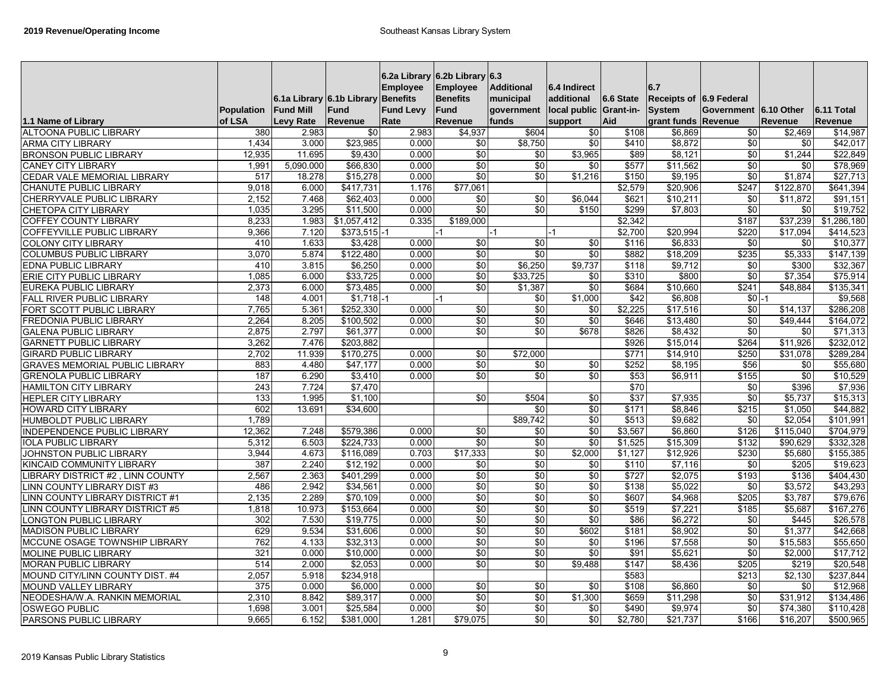# 2019 Revenue/Operating Income

## Southeast Kansas Library System

| 1.1 Name of Library | Population of LSA | 6.1a Library Fund Mill Levy Rate | 6.1b Library Fund Revenue | 6.2a Library Employee Benefits Fund Levy Rate | 6.2b Library Employee Benefits Fund Revenue | 6.3 Additional municipal government funds | 6.4 Indirect additional local public support | 6.6 State Grant-in-Aid | 6.7 Receipts of System grant funds | 6.9 Federal Government Revenue | 6.10 Other Revenue | 6.11 Total Revenue |
|---|---|---|---|---|---|---|---|---|---|---|---|---|
| ALTOONA PUBLIC LIBRARY | 380 | 2.983 | $0 | 2.983 | $4,937 | $604 | $0 | $108 | $6,869 | $0 | $2,469 | $14,987 |
| ARMA CITY LIBRARY | 1,434 | 3.000 | $23,985 | 0.000 | $0 | $8,750 | $0 | $410 | $8,872 | $0 | $0 | $42,017 |
| BRONSON PUBLIC LIBRARY | 12,935 | 11.695 | $9,430 | 0.000 | $0 | $0 | $3,965 | $89 | $8,121 | $0 | $1,244 | $22,849 |
| CANEY CITY LIBRARY | 1,991 | 5,090.000 | $66,830 | 0.000 | $0 | $0 | $0 | $577 | $11,562 | $0 | $0 | $78,969 |
| CEDAR VALE MEMORIAL LIBRARY | 517 | 18.278 | $15,278 | 0.000 | $0 | $0 | $1,216 | $150 | $9,195 | $0 | $1,874 | $27,713 |
| CHANUTE PUBLIC LIBRARY | 9,018 | 6.000 | $417,731 | 1.176 | $77,061 | | | $2,579 | $20,906 | $247 | $122,870 | $641,394 |
| CHERRYVALE PUBLIC LIBRARY | 2,152 | 7.468 | $62,403 | 0.000 | $0 | $0 | $6,044 | $621 | $10,211 | $0 | $11,872 | $91,151 |
| CHETOPA CITY LIBRARY | 1,035 | 3.295 | $11,500 | 0.000 | $0 | $0 | $150 | $299 | $7,803 | $0 | $0 | $19,752 |
| COFFEY COUNTY LIBRARY | 8,233 | 1.983 | $1,057,412 | 0.335 | $189,000 | | | $2,342 | | $187 | $37,239 | $1,286,180 |
| COFFEYVILLE PUBLIC LIBRARY | 9,366 | 7.120 | $373,515 | -1 | -1 | -1 | -1 | $2,700 | $20,994 | $220 | $17,094 | $414,523 |
| COLONY CITY LIBRARY | 410 | 1.633 | $3,428 | 0.000 | $0 | $0 | $0 | $116 | $6,833 | $0 | $0 | $10,377 |
| COLUMBUS PUBLIC LIBRARY | 3,070 | 5.874 | $122,480 | 0.000 | $0 | $0 | $0 | $882 | $18,209 | $235 | $5,333 | $147,139 |
| EDNA PUBLIC LIBRARY | 410 | 3.815 | $6,250 | 0.000 | $0 | $6,250 | $9,737 | $118 | $9,712 | $0 | $300 | $32,367 |
| ERIE CITY PUBLIC LIBRARY | 1,085 | 6.000 | $33,725 | 0.000 | $0 | $33,725 | $0 | $310 | $800 | $0 | $7,354 | $75,914 |
| EUREKA PUBLIC LIBRARY | 2,373 | 6.000 | $73,485 | 0.000 | $0 | $1,387 | $0 | $684 | $10,660 | $241 | $48,884 | $135,341 |
| FALL RIVER PUBLIC LIBRARY | 148 | 4.001 | $1,718 | -1 | -1 | $0 | $1,000 | $42 | $6,808 | $0 | -1 | $9,568 |
| FORT SCOTT PUBLIC LIBRARY | 7,765 | 5.361 | $252,330 | 0.000 | $0 | $0 | $0 | $2,225 | $17,516 | $0 | $14,137 | $286,208 |
| FREDONIA PUBLIC LIBRARY | 2,264 | 8.205 | $100,502 | 0.000 | $0 | $0 | $0 | $646 | $13,480 | $0 | $49,444 | $164,072 |
| GALENA PUBLIC LIBRARY | 2,875 | 2.797 | $61,377 | 0.000 | $0 | $0 | $678 | $826 | $8,432 | $0 | $0 | $71,313 |
| GARNETT PUBLIC LIBRARY | 3,262 | 7.476 | $203,882 | | | | | $926 | $15,014 | $264 | $11,926 | $232,012 |
| GIRARD PUBLIC LIBRARY | 2,702 | 11.939 | $170,275 | 0.000 | $0 | $72,000 | | $771 | $14,910 | $250 | $31,078 | $289,284 |
| GRAVES MEMORIAL PUBLIC LIBRARY | 883 | 4.480 | $47,177 | 0.000 | $0 | $0 | $0 | $252 | $8,195 | $56 | $0 | $55,680 |
| GRENOLA PUBLIC LIBRARY | 187 | 6.290 | $3,410 | 0.000 | $0 | $0 | $0 | $53 | $6,911 | $155 | $0 | $10,529 |
| HAMILTON CITY LIBRARY | 243 | 7.724 | $7,470 | | | | | $70 | | $0 | $396 | $7,936 |
| HEPLER CITY LIBRARY | 133 | 1.995 | $1,100 | | $0 | $504 | $0 | $37 | $7,935 | $0 | $5,737 | $15,313 |
| HOWARD CITY LIBRARY | 602 | 13.691 | $34,600 | | | $0 | $0 | $171 | $8,846 | $215 | $1,050 | $44,882 |
| HUMBOLDT PUBLIC LIBRARY | 1,789 | | | | | $89,742 | $0 | $513 | $9,682 | $0 | $2,054 | $101,991 |
| INDEPENDENCE PUBLIC LIBRARY | 12,362 | 7.248 | $579,386 | 0.000 | $0 | $0 | $0 | $3,567 | $6,860 | $126 | $115,040 | $704,979 |
| IOLA PUBLIC LIBRARY | 5,312 | 6.503 | $224,733 | 0.000 | $0 | $0 | $0 | $1,525 | $15,309 | $132 | $90,629 | $332,328 |
| JOHNSTON PUBLIC LIBRARY | 3,944 | 4.673 | $116,089 | 0.703 | $17,333 | $0 | $2,000 | $1,127 | $12,926 | $230 | $5,680 | $155,385 |
| KINCAID COMMUNITY LIBRARY | 387 | 2.240 | $12,192 | 0.000 | $0 | $0 | $0 | $110 | $7,116 | $0 | $205 | $19,623 |
| LIBRARY DISTRICT #2 , LINN COUNTY | 2,567 | 2.363 | $401,299 | 0.000 | $0 | $0 | $0 | $727 | $2,075 | $193 | $136 | $404,430 |
| LINN COUNTY LIBRARY DIST #3 | 486 | 2.942 | $34,561 | 0.000 | $0 | $0 | $0 | $138 | $5,022 | $0 | $3,572 | $43,293 |
| LINN COUNTY LIBRARY DISTRICT #1 | 2,135 | 2.289 | $70,109 | 0.000 | $0 | $0 | $0 | $607 | $4,968 | $205 | $3,787 | $79,676 |
| LINN COUNTY LIBRARY DISTRICT #5 | 1,818 | 10.973 | $153,664 | 0.000 | $0 | $0 | $0 | $519 | $7,221 | $185 | $5,687 | $167,276 |
| LONGTON PUBLIC LIBRARY | 302 | 7.530 | $19,775 | 0.000 | $0 | $0 | $0 | $86 | $6,272 | $0 | $445 | $26,578 |
| MADISON PUBLIC LIBRARY | 629 | 9.534 | $31,606 | 0.000 | $0 | $0 | $602 | $181 | $8,902 | $0 | $1,377 | $42,668 |
| MCCUNE OSAGE TOWNSHIP LIBRARY | 762 | 4.133 | $32,313 | 0.000 | $0 | $0 | $0 | $196 | $7,558 | $0 | $15,583 | $55,650 |
| MOLINE PUBLIC LIBRARY | 321 | 0.000 | $10,000 | 0.000 | $0 | $0 | $0 | $91 | $5,621 | $0 | $2,000 | $17,712 |
| MORAN PUBLIC LIBRARY | 514 | 2.000 | $2,053 | 0.000 | $0 | $0 | $9,488 | $147 | $8,436 | $205 | $219 | $20,548 |
| MOUND CITY/LINN COUNTY DIST. #4 | 2,057 | 5.918 | $234,918 | | | | | $583 | | $213 | $2,130 | $237,844 |
| MOUND VALLEY LIBRARY | 375 | 0.000 | $6,000 | 0.000 | $0 | $0 | $0 | $108 | $6,860 | $0 | $0 | $12,968 |
| NEODESHA/W.A. RANKIN MEMORIAL | 2,310 | 8.842 | $89,317 | 0.000 | $0 | $0 | $1,300 | $659 | $11,298 | $0 | $31,912 | $134,486 |
| OSWEGO PUBLIC | 1,698 | 3.001 | $25,584 | 0.000 | $0 | $0 | $0 | $490 | $9,974 | $0 | $74,380 | $110,428 |
| PARSONS PUBLIC LIBRARY | 9,665 | 6.152 | $381,000 | 1.281 | $79,075 | $0 | $0 | $2,780 | $21,737 | $166 | $16,207 | $500,965 |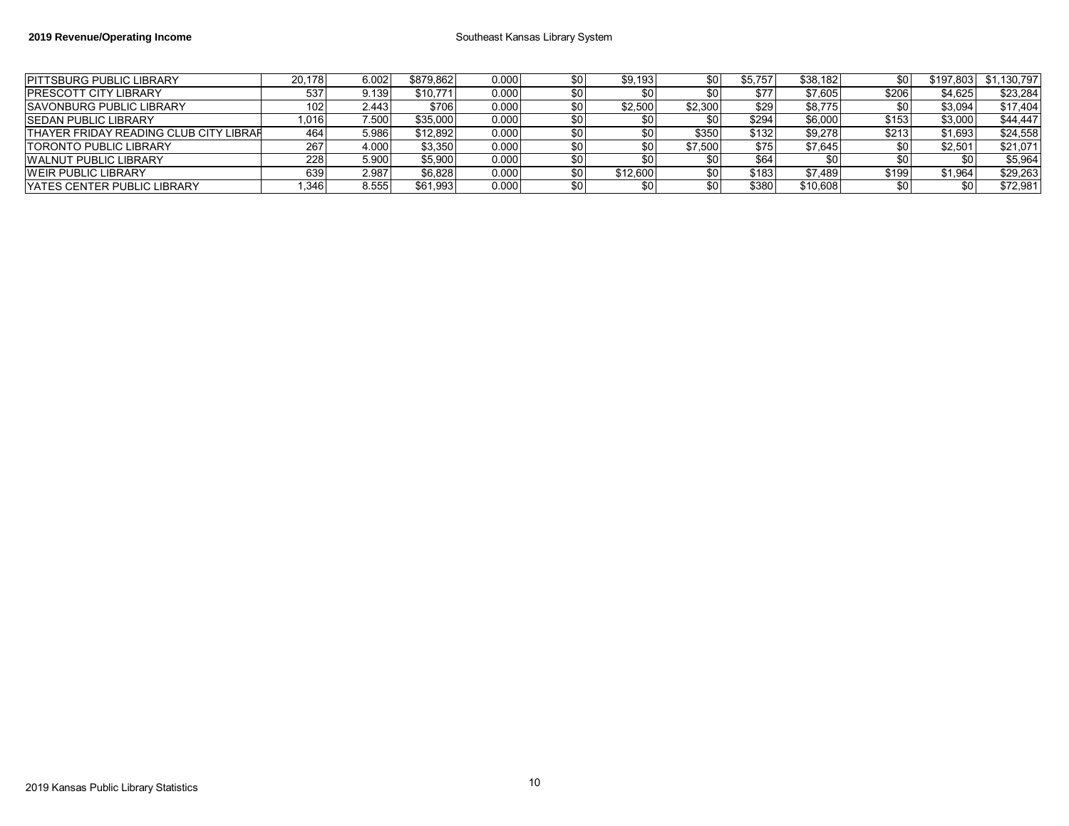**2019 Revenue/Operating Income** Southeast Kansas Library System

| | | | | | | | | | | | | |
|---|---|---|---|---|---|---|---|---|---|---|---|---|
| PITTSBURG PUBLIC LIBRARY | 20,178 | 6.002 | $879,862 | 0.000 | $0 | $9,193 | $0 | $5,757 | $38,182 | $0 | $197,803 | $1,130,797 |
| PRESCOTT CITY LIBRARY | 537 | 9.139 | $10,771 | 0.000 | $0 | $0 | $0 | $77 | $7,605 | $206 | $4,625 | $23,284 |
| SAVONBURG PUBLIC LIBRARY | 102 | 2.443 | $706 | 0.000 | $0 | $2,500 | $2,300 | $29 | $8,775 | $0 | $3,094 | $17,404 |
| SEDAN PUBLIC LIBRARY | 1,016 | 7.500 | $35,000 | 0.000 | $0 | $0 | $0 | $294 | $6,000 | $153 | $3,000 | $44,447 |
| THAYER FRIDAY READING CLUB CITY LIBRAR | 464 | 5.986 | $12,892 | 0.000 | $0 | $0 | $350 | $132 | $9,278 | $213 | $1,693 | $24,558 |
| TORONTO PUBLIC LIBRARY | 267 | 4.000 | $3,350 | 0.000 | $0 | $0 | $7,500 | $75 | $7,645 | $0 | $2,501 | $21,071 |
| WALNUT PUBLIC LIBRARY | 228 | 5.900 | $5,900 | 0.000 | $0 | $0 | $0 | $64 | $0 | $0 | $0 | $5,964 |
| WEIR PUBLIC LIBRARY | 639 | 2.987 | $6,828 | 0.000 | $0 | $12,600 | $0 | $183 | $7,489 | $199 | $1,964 | $29,263 |
| YATES CENTER PUBLIC LIBRARY | 1,346 | 8.555 | $61,993 | 0.000 | $0 | $0 | $0 | $380 | $10,608 | $0 | $0 | $72,981 |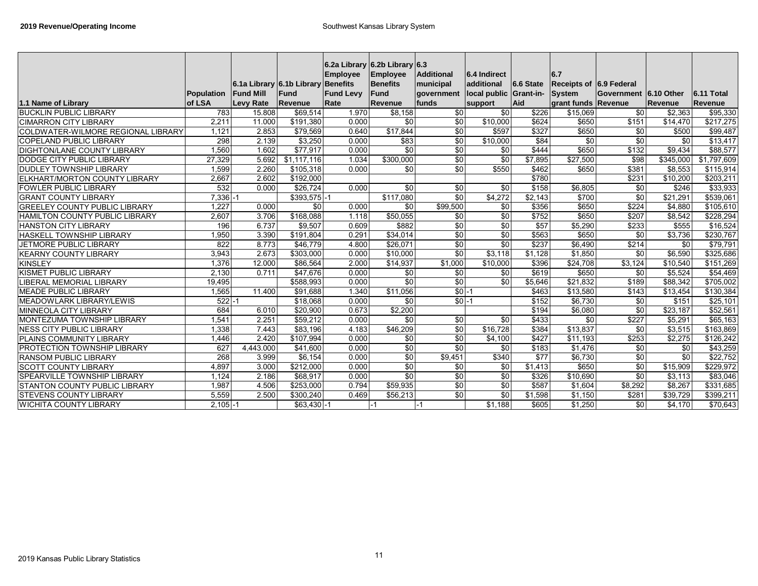**2019 Revenue/Operating Income**

Southwest Kansas Library System

| 1.1 Name of Library | Population of LSA | 6.1a Library Fund Mill Levy Rate | 6.1b Library Fund Revenue | 6.2a Library Employee Benefits Fund Levy Rate | 6.2b Library Employee Benefits Fund Revenue | 6.3 Additional municipal government funds | 6.4 Indirect additional local public support | 6.6 State Grant-in-Aid | 6.7 Receipts of System grant funds | 6.9 Federal Government Revenue | 6.10 Other Revenue | 6.11 Total Revenue |
|---|---|---|---|---|---|---|---|---|---|---|---|---|
| BUCKLIN PUBLIC LIBRARY | 783 | 15.808 | $69,514 | 1.970 | $8,158 | $0 | $0 | $226 | $15,069 | $0 | $2,363 | $95,330 |
| CIMARRON CITY LIBRARY | 2,211 | 11.000 | $191,380 | 0.000 | $0 | $0 | $10,000 | $624 | $650 | $151 | $14,470 | $217,275 |
| COLDWATER-WILMORE REGIONAL LIBRARY | 1,121 | 2.853 | $79,569 | 0.640 | $17,844 | $0 | $597 | $327 | $650 | $0 | $500 | $99,487 |
| COPELAND PUBLIC LIBRARY | 298 | 2.139 | $3,250 | 0.000 | $83 | $0 | $10,000 | $84 | $0 | $0 | $0 | $13,417 |
| DIGHTON/LANE COUNTY LIBRARY | 1,560 | 1.602 | $77,917 | 0.000 | $0 | $0 | $0 | $444 | $650 | $132 | $9,434 | $88,577 |
| DODGE CITY PUBLIC LIBRARY | 27,329 | 5.692 | $1,117,116 | 1.034 | $300,000 | $0 | $0 | $7,895 | $27,500 | $98 | $345,000 | $1,797,609 |
| DUDLEY TOWNSHIP LIBRARY | 1,599 | 2.260 | $105,318 | 0.000 | $0 | $0 | $550 | $462 | $650 | $381 | $8,553 | $115,914 |
| ELKHART/MORTON COUNTY LIBRARY | 2,667 | 2.602 | $192,000 | | | | | $780 | | $231 | $10,200 | $203,211 |
| FOWLER PUBLIC LIBRARY | 532 | 0.000 | $26,724 | 0.000 | $0 | $0 | $0 | $158 | $6,805 | $0 | $246 | $33,933 |
| GRANT COUNTY LIBRARY | 7,336 | -1 | $393,575 | -1 | $117,080 | $0 | $4,272 | $2,143 | $700 | $0 | $21,291 | $539,061 |
| GREELEY COUNTY PUBLIC LIBRARY | 1,227 | 0.000 | $0 | 0.000 | $0 | $99,500 | $0 | $356 | $650 | $224 | $4,880 | $105,610 |
| HAMILTON COUNTY PUBLIC LIBRARY | 2,607 | 3.706 | $168,088 | 1.118 | $50,055 | $0 | $0 | $752 | $650 | $207 | $8,542 | $228,294 |
| HANSTON CITY LIBRARY | 196 | 6.737 | $9,507 | 0.609 | $882 | $0 | $0 | $57 | $5,290 | $233 | $555 | $16,524 |
| HASKELL TOWNSHIP LIBRARY | 1,950 | 3.390 | $191,804 | 0.291 | $34,014 | $0 | $0 | $563 | $650 | $0 | $3,736 | $230,767 |
| JETMORE PUBLIC LIBRARY | 822 | 8.773 | $46,779 | 4.800 | $26,071 | $0 | $0 | $237 | $6,490 | $214 | $0 | $79,791 |
| KEARNY COUNTY LIBRARY | 3,943 | 2.673 | $303,000 | 0.000 | $10,000 | $0 | $3,118 | $1,128 | $1,850 | $0 | $6,590 | $325,686 |
| KINSLEY | 1,376 | 12.000 | $86,564 | 2.000 | $14,937 | $1,000 | $10,000 | $396 | $24,708 | $3,124 | $10,540 | $151,269 |
| KISMET PUBLIC LIBRARY | 2,130 | 0.711 | $47,676 | 0.000 | $0 | $0 | $0 | $619 | $650 | $0 | $5,524 | $54,469 |
| LIBERAL MEMORIAL LIBRARY | 19,495 | | $588,993 | 0.000 | $0 | $0 | $0 | $5,646 | $21,832 | $189 | $88,342 | $705,002 |
| MEADE PUBLIC LIBRARY | 1,565 | 11.400 | $91,688 | 1.340 | $11,056 | $0 | -1 | $463 | $13,580 | $143 | $13,454 | $130,384 |
| MEADOWLARK LIBRARY/LEWIS | 522 | -1 | $18,068 | 0.000 | $0 | $0 | -1 | $152 | $6,730 | $0 | $151 | $25,101 |
| MINNEOLA CITY LIBRARY | 684 | 6.010 | $20,900 | 0.673 | $2,200 | | | $194 | $6,080 | $0 | $23,187 | $52,561 |
| MONTEZUMA TOWNSHIP LIBRARY | 1,541 | 2.251 | $59,212 | 0.000 | $0 | $0 | $0 | $433 | $0 | $227 | $5,291 | $65,163 |
| NESS CITY PUBLIC LIBRARY | 1,338 | 7.443 | $83,196 | 4.183 | $46,209 | $0 | $16,728 | $384 | $13,837 | $0 | $3,515 | $163,869 |
| PLAINS COMMUNITY LIBRARY | 1,446 | 2.420 | $107,994 | 0.000 | $0 | $0 | $4,100 | $427 | $11,193 | $253 | $2,275 | $126,242 |
| PROTECTION TOWNSHIP LIBRARY | 627 | 4,443.000 | $41,600 | 0.000 | $0 | $0 | $0 | $183 | $1,476 | $0 | $0 | $43,259 |
| RANSOM PUBLIC LIBRARY | 268 | 3.999 | $6,154 | 0.000 | $0 | $9,451 | $340 | $77 | $6,730 | $0 | $0 | $22,752 |
| SCOTT COUNTY LIBRARY | 4,897 | 3.000 | $212,000 | 0.000 | $0 | $0 | $0 | $1,413 | $650 | $0 | $15,909 | $229,972 |
| SPEARVILLE TOWNSHIP LIBRARY | 1,124 | 2.186 | $68,917 | 0.000 | $0 | $0 | $0 | $326 | $10,690 | $0 | $3,113 | $83,046 |
| STANTON COUNTY PUBLIC LIBRARY | 1,987 | 4.506 | $253,000 | 0.794 | $59,935 | $0 | $0 | $587 | $1,604 | $8,292 | $8,267 | $331,685 |
| STEVENS COUNTY LIBRARY | 5,559 | 2.500 | $300,240 | 0.469 | $56,213 | $0 | $0 | $1,598 | $1,150 | $281 | $39,729 | $399,211 |
| WICHITA COUNTY LIBRARY | 2,105 | -1 | $63,430 | -1 | -1 | -1 | $1,188 | $605 | $1,250 | $0 | $4,170 | $70,643 |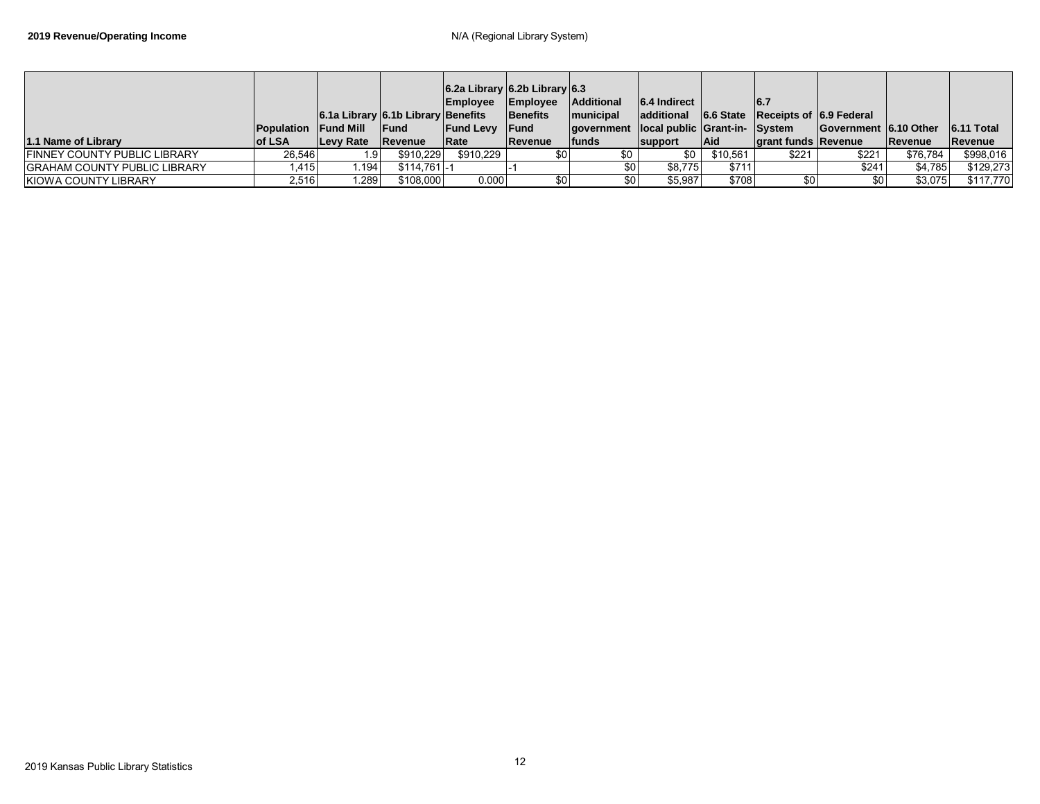**2019 Revenue/Operating Income**

N/A (Regional Library System)

| 1.1 Name of Library | Population of LSA | 6.1a Library Fund Mill Levy Rate | 6.1b Library Fund Revenue | 6.2a Library Employee Benefits Fund Levy Rate | 6.2b Library Employee Benefits Fund Revenue | 6.3 Additional municipal government funds | 6.4 Indirect additional local public support | 6.6 State Grant-in-Aid | 6.7 Receipts of System grant funds | 6.9 Federal Government Revenue | 6.10 Other Revenue | 6.11 Total Revenue |
|---|---|---|---|---|---|---|---|---|---|---|---|---|
| FINNEY COUNTY PUBLIC LIBRARY | 26,546 | 1.9 | $910,229 | $910,229 | $0 | $0 | $0 | $10,561 | $221 | $221 | $76,784 | $998,016 |
| GRAHAM COUNTY PUBLIC LIBRARY | 1,415 | 1.194 | $114,761 | -1 | -1 | $0 | $8,775 | $711 | | $241 | $4,785 | $129,273 |
| KIOWA COUNTY LIBRARY | 2,516 | 1.289 | $108,000 | 0.000 | $0 | $0 | $5,987 | $708 | $0 | $0 | $3,075 | $117,770 |